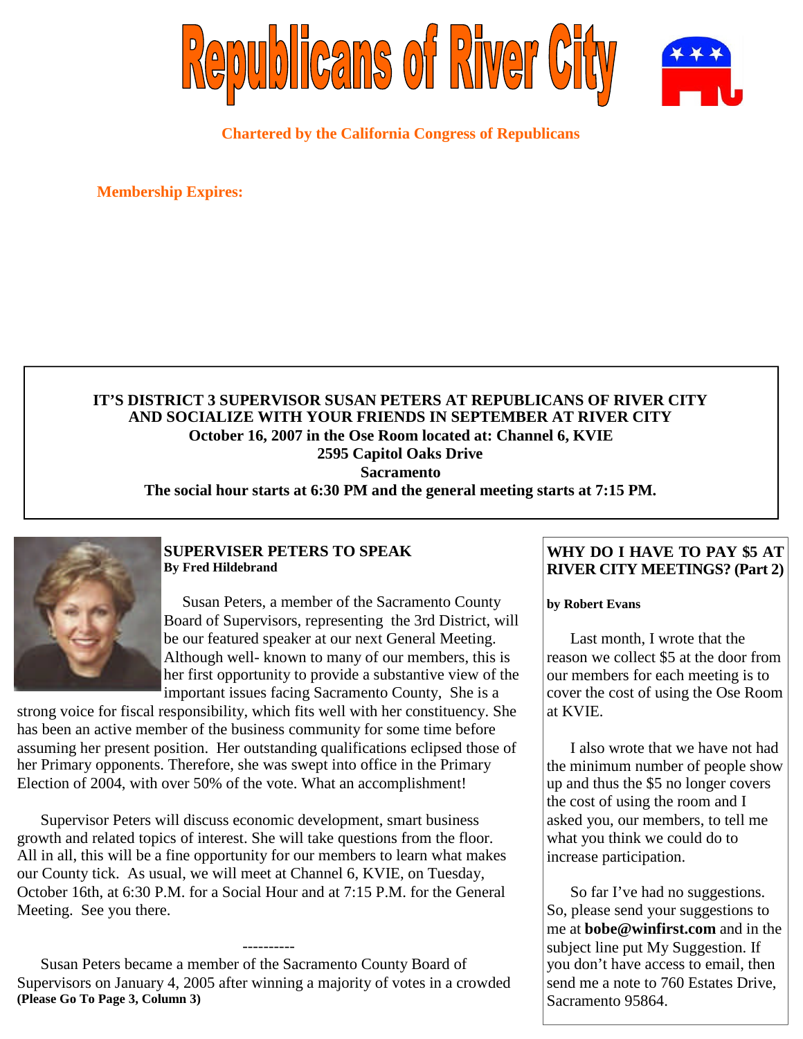# Republicans of River City

**Chartered by the California Congress of Republicans**

**Membership Expires:**

**IT'S DISTRICT 3 SUPERVISOR SUSAN PETERS AT REPUBLICANS OF RIVER CITY AND SOCIALIZE WITH YOUR FRIENDS IN SEPTEMBER AT RIVER CITY**
**October 16, 2007 in the Ose Room located at: Channel 6, KVIE**
**2595 Capitol Oaks Drive**
**Sacramento**
**The social hour starts at 6:30 PM and the general meeting starts at 7:15 PM.**

## SUPERVISER PETERS TO SPEAK

**By Fred Hildebrand**

Susan Peters, a member of the Sacramento County Board of Supervisors, representing the 3rd District, will be our featured speaker at our next General Meeting. Although well- known to many of our members, this is her first opportunity to provide a substantive view of the important issues facing Sacramento County, She is a strong voice for fiscal responsibility, which fits well with her constituency. She has been an active member of the business community for some time before assuming her present position. Her outstanding qualifications eclipsed those of her Primary opponents. Therefore, she was swept into office in the Primary Election of 2004, with over 50% of the vote. What an accomplishment!

Supervisor Peters will discuss economic development, smart business growth and related topics of interest. She will take questions from the floor. All in all, this will be a fine opportunity for our members to learn what makes our County tick. As usual, we will meet at Channel 6, KVIE, on Tuesday, October 16th, at 6:30 P.M. for a Social Hour and at 7:15 P.M. for the General Meeting. See you there.

----------

Susan Peters became a member of the Sacramento County Board of Supervisors on January 4, 2005 after winning a majority of votes in a crowded

**(Please Go To Page 3, Column 3)**

## WHY DO I HAVE TO PAY $5 AT RIVER CITY MEETINGS? (Part 2)

**by Robert Evans**

Last month, I wrote that the reason we collect $5 at the door from our members for each meeting is to cover the cost of using the Ose Room at KVIE.

I also wrote that we have not had the minimum number of people show up and thus the $5 no longer covers the cost of using the room and I asked you, our members, to tell me what you think we could do to increase participation.

So far I've had no suggestions. So, please send your suggestions to me at **bobe@winfirst.com** and in the subject line put My Suggestion. If you don't have access to email, then send me a note to 760 Estates Drive, Sacramento 95864.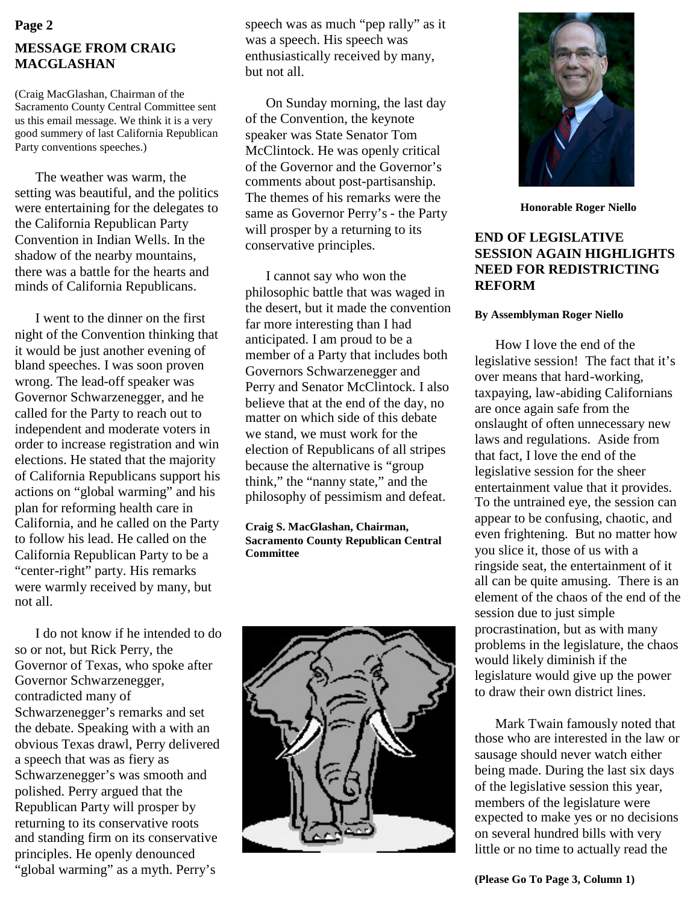## MESSAGE FROM CRAIG MACGLASHAN

(Craig MacGlashan, Chairman of the Sacramento County Central Committee sent us this email message. We think it is a very good summery of last California Republican Party conventions speeches.)

The weather was warm, the setting was beautiful, and the politics were entertaining for the delegates to the California Republican Party Convention in Indian Wells. In the shadow of the nearby mountains, there was a battle for the hearts and minds of California Republicans.

I went to the dinner on the first night of the Convention thinking that it would be just another evening of bland speeches. I was soon proven wrong. The lead-off speaker was Governor Schwarzenegger, and he called for the Party to reach out to independent and moderate voters in order to increase registration and win elections. He stated that the majority of California Republicans support his actions on "global warming" and his plan for reforming health care in California, and he called on the Party to follow his lead. He called on the California Republican Party to be a "center-right" party. His remarks were warmly received by many, but not all.

I do not know if he intended to do so or not, but Rick Perry, the Governor of Texas, who spoke after Governor Schwarzenegger, contradicted many of Schwarzenegger's remarks and set the debate. Speaking with a with an obvious Texas drawl, Perry delivered a speech that was as fiery as Schwarzenegger's was smooth and polished. Perry argued that the Republican Party will prosper by returning to its conservative roots and standing firm on its conservative principles. He openly denounced "global warming" as a myth. Perry's speech was as much "pep rally" as it was a speech. His speech was enthusiastically received by many, but not all.

On Sunday morning, the last day of the Convention, the keynote speaker was State Senator Tom McClintock. He was openly critical of the Governor and the Governor's comments about post-partisanship. The themes of his remarks were the same as Governor Perry's - the Party will prosper by a returning to its conservative principles.

I cannot say who won the philosophic battle that was waged in the desert, but it made the convention far more interesting than I had anticipated. I am proud to be a member of a Party that includes both Governors Schwarzenegger and Perry and Senator McClintock. I also believe that at the end of the day, no matter on which side of this debate we stand, we must work for the election of Republicans of all stripes because the alternative is "group think," the "nanny state," and the philosophy of pessimism and defeat.

**Craig S. MacGlashan, Chairman, Sacramento County Republican Central Committee**

**Honorable Roger Niello**

## END OF LEGISLATIVE SESSION AGAIN HIGHLIGHTS NEED FOR REDISTRICTING REFORM

**By Assemblyman Roger Niello**

How I love the end of the legislative session! The fact that it's over means that hard-working, taxpaying, law-abiding Californians are once again safe from the onslaught of often unnecessary new laws and regulations. Aside from that fact, I love the end of the legislative session for the sheer entertainment value that it provides. To the untrained eye, the session can appear to be confusing, chaotic, and even frightening. But no matter how you slice it, those of us with a ringside seat, the entertainment of it all can be quite amusing. There is an element of the chaos of the end of the session due to just simple procrastination, but as with many problems in the legislature, the chaos would likely diminish if the legislature would give up the power to draw their own district lines.

Mark Twain famously noted that those who are interested in the law or sausage should never watch either being made. During the last six days of the legislative session this year, members of the legislature were expected to make yes or no decisions on several hundred bills with very little or no time to actually read the

**(Please Go To Page 3, Column 1)**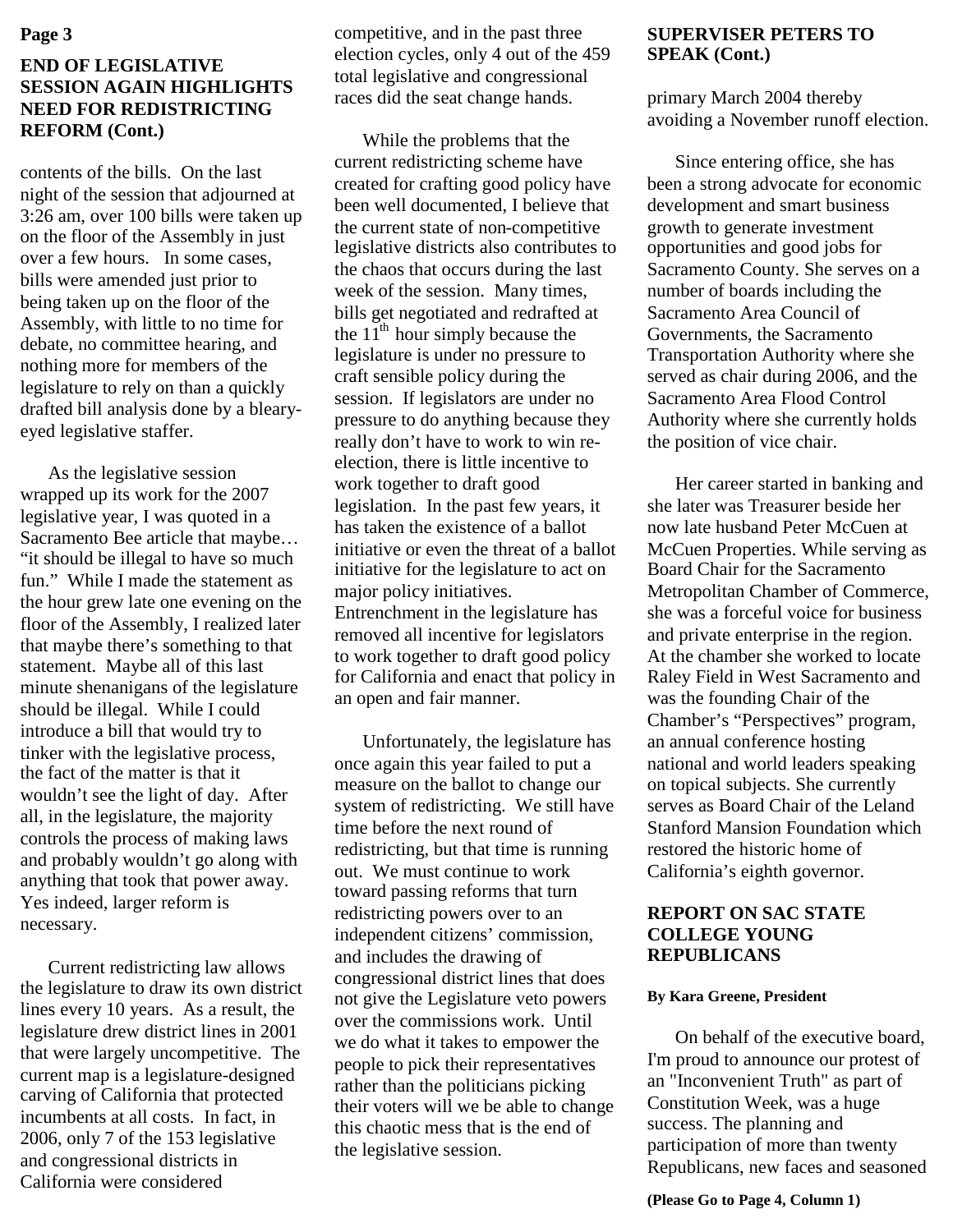## END OF LEGISLATIVE SESSION AGAIN HIGHLIGHTS NEED FOR REDISTRICTING REFORM (Cont.)

contents of the bills. On the last night of the session that adjourned at 3:26 am, over 100 bills were taken up on the floor of the Assembly in just over a few hours. In some cases, bills were amended just prior to being taken up on the floor of the Assembly, with little to no time for debate, no committee hearing, and nothing more for members of the legislature to rely on than a quickly drafted bill analysis done by a bleary-eyed legislative staffer.

As the legislative session wrapped up its work for the 2007 legislative year, I was quoted in a Sacramento Bee article that maybe… "it should be illegal to have so much fun." While I made the statement as the hour grew late one evening on the floor of the Assembly, I realized later that maybe there's something to that statement. Maybe all of this last minute shenanigans of the legislature should be illegal. While I could introduce a bill that would try to tinker with the legislative process, the fact of the matter is that it wouldn't see the light of day. After all, in the legislature, the majority controls the process of making laws and probably wouldn't go along with anything that took that power away. Yes indeed, larger reform is necessary.

Current redistricting law allows the legislature to draw its own district lines every 10 years. As a result, the legislature drew district lines in 2001 that were largely uncompetitive. The current map is a legislature-designed carving of California that protected incumbents at all costs. In fact, in 2006, only 7 of the 153 legislative and congressional districts in California were considered competitive, and in the past three election cycles, only 4 out of the 459 total legislative and congressional races did the seat change hands.

While the problems that the current redistricting scheme have created for crafting good policy have been well documented, I believe that the current state of non-competitive legislative districts also contributes to the chaos that occurs during the last week of the session. Many times, bills get negotiated and redrafted at the 11th hour simply because the legislature is under no pressure to craft sensible policy during the session. If legislators are under no pressure to do anything because they really don't have to work to win re-election, there is little incentive to work together to draft good legislation. In the past few years, it has taken the existence of a ballot initiative or even the threat of a ballot initiative for the legislature to act on major policy initiatives. Entrenchment in the legislature has removed all incentive for legislators to work together to draft good policy for California and enact that policy in an open and fair manner.

Unfortunately, the legislature has once again this year failed to put a measure on the ballot to change our system of redistricting. We still have time before the next round of redistricting, but that time is running out. We must continue to work toward passing reforms that turn redistricting powers over to an independent citizens' commission, and includes the drawing of congressional district lines that does not give the Legislature veto powers over the commissions work. Until we do what it takes to empower the people to pick their representatives rather than the politicians picking their voters will we be able to change this chaotic mess that is the end of the legislative session.

## SUPERVISER PETERS TO SPEAK (Cont.)

primary March 2004 thereby avoiding a November runoff election.

Since entering office, she has been a strong advocate for economic development and smart business growth to generate investment opportunities and good jobs for Sacramento County. She serves on a number of boards including the Sacramento Area Council of Governments, the Sacramento Transportation Authority where she served as chair during 2006, and the Sacramento Area Flood Control Authority where she currently holds the position of vice chair.

Her career started in banking and she later was Treasurer beside her now late husband Peter McCuen at McCuen Properties. While serving as Board Chair for the Sacramento Metropolitan Chamber of Commerce, she was a forceful voice for business and private enterprise in the region. At the chamber she worked to locate Raley Field in West Sacramento and was the founding Chair of the Chamber's "Perspectives" program, an annual conference hosting national and world leaders speaking on topical subjects. She currently serves as Board Chair of the Leland Stanford Mansion Foundation which restored the historic home of California's eighth governor.

## REPORT ON SAC STATE COLLEGE YOUNG REPUBLICANS

**By Kara Greene, President**

On behalf of the executive board, I'm proud to announce our protest of an "Inconvenient Truth" as part of Constitution Week, was a huge success. The planning and participation of more than twenty Republicans, new faces and seasoned

**(Please Go to Page 4, Column 1)**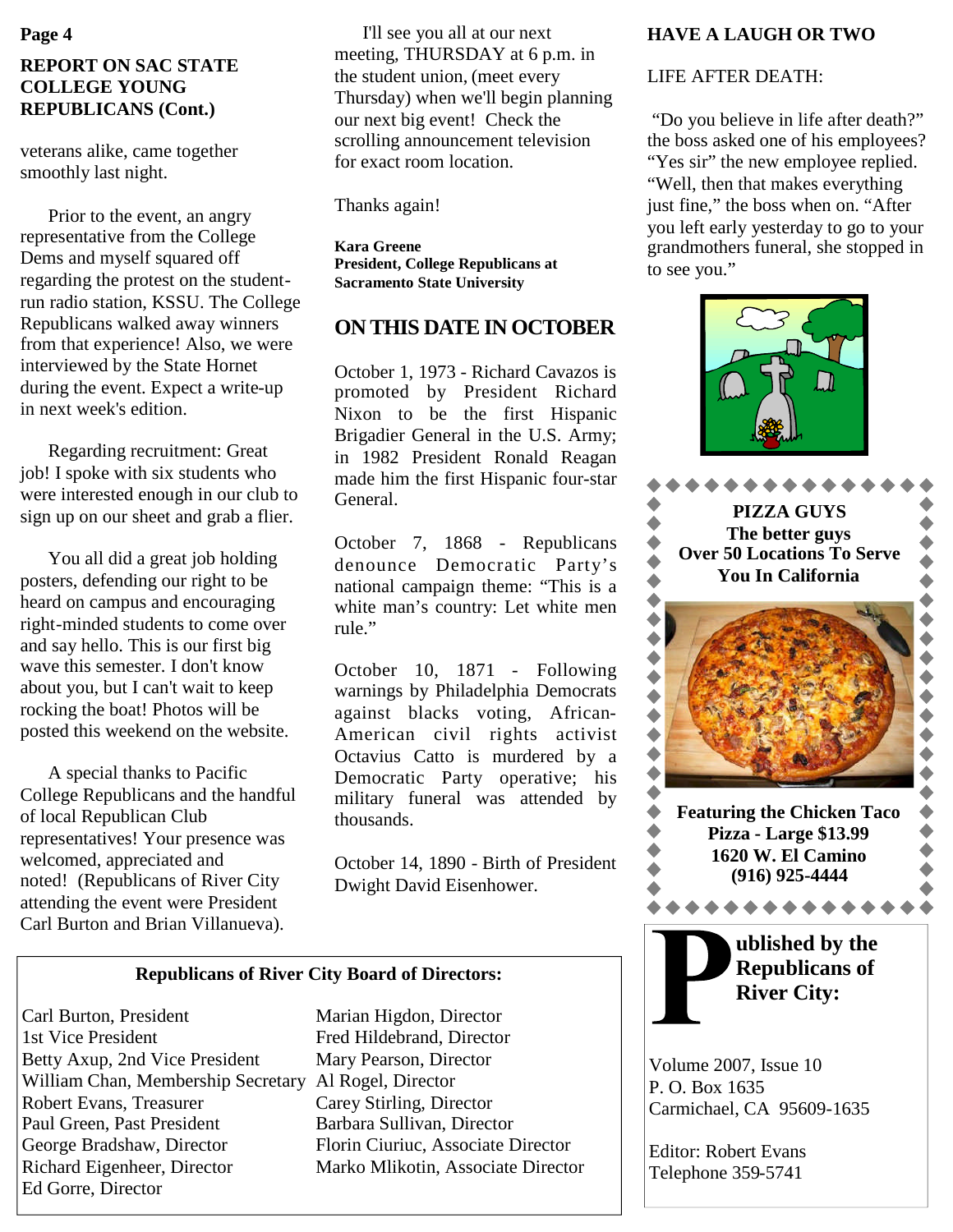## REPORT ON SAC STATE COLLEGE YOUNG REPUBLICANS (Cont.)

veterans alike, came together smoothly last night.

Prior to the event, an angry representative from the College Dems and myself squared off regarding the protest on the student-run radio station, KSSU. The College Republicans walked away winners from that experience! Also, we were interviewed by the State Hornet during the event. Expect a write-up in next week's edition.

Regarding recruitment: Great job! I spoke with six students who were interested enough in our club to sign up on our sheet and grab a flier.

You all did a great job holding posters, defending our right to be heard on campus and encouraging right-minded students to come over and say hello. This is our first big wave this semester. I don't know about you, but I can't wait to keep rocking the boat! Photos will be posted this weekend on the website.

A special thanks to Pacific College Republicans and the handful of local Republican Club representatives! Your presence was welcomed, appreciated and noted! (Republicans of River City attending the event were President Carl Burton and Brian Villanueva).

I'll see you all at our next meeting, THURSDAY at 6 p.m. in the student union, (meet every Thursday) when we'll begin planning our next big event! Check the scrolling announcement television for exact room location.

Thanks again!

**Kara Greene**
**President, College Republicans at Sacramento State University**

## ON THIS DATE IN OCTOBER

October 1, 1973 - Richard Cavazos is promoted by President Richard Nixon to be the first Hispanic Brigadier General in the U.S. Army; in 1982 President Ronald Reagan made him the first Hispanic four-star General.

October 7, 1868 - Republicans denounce Democratic Party's national campaign theme: "This is a white man's country: Let white men rule."

October 10, 1871 - Following warnings by Philadelphia Democrats against blacks voting, African-American civil rights activist Octavius Catto is murdered by a Democratic Party operative; his military funeral was attended by thousands.

October 14, 1890 - Birth of President Dwight David Eisenhower.

## HAVE A LAUGH OR TWO

LIFE AFTER DEATH:

"Do you believe in life after death?" the boss asked one of his employees? "Yes sir" the new employee replied. "Well, then that makes everything just fine," the boss when on. "After you left early yesterday to go to your grandmothers funeral, she stopped in to see you."

**PIZZA GUYS**
**The better guys**
**Over 50 Locations To Serve You In California**

**Featuring the Chicken Taco Pizza - Large $13.99**
**1620 W. El Camino**
**(916) 925-4444**

**Republicans of River City Board of Directors:**

Carl Burton, President
1st Vice President
Betty Axup, 2nd Vice President
William Chan, Membership Secretary
Robert Evans, Treasurer
Paul Green, Past President
George Bradshaw, Director
Richard Eigenheer, Director
Ed Gorre, Director
Marian Higdon, Director
Fred Hildebrand, Director
Mary Pearson, Director
Al Rogel, Director
Carey Stirling, Director
Barbara Sullivan, Director
Florin Ciuriuc, Associate Director
Marko Mlikotin, Associate Director

**Published by the Republicans of River City:**

Volume 2007, Issue 10
P. O. Box 1635
Carmichael, CA 95609-1635

Editor: Robert Evans
Telephone 359-5741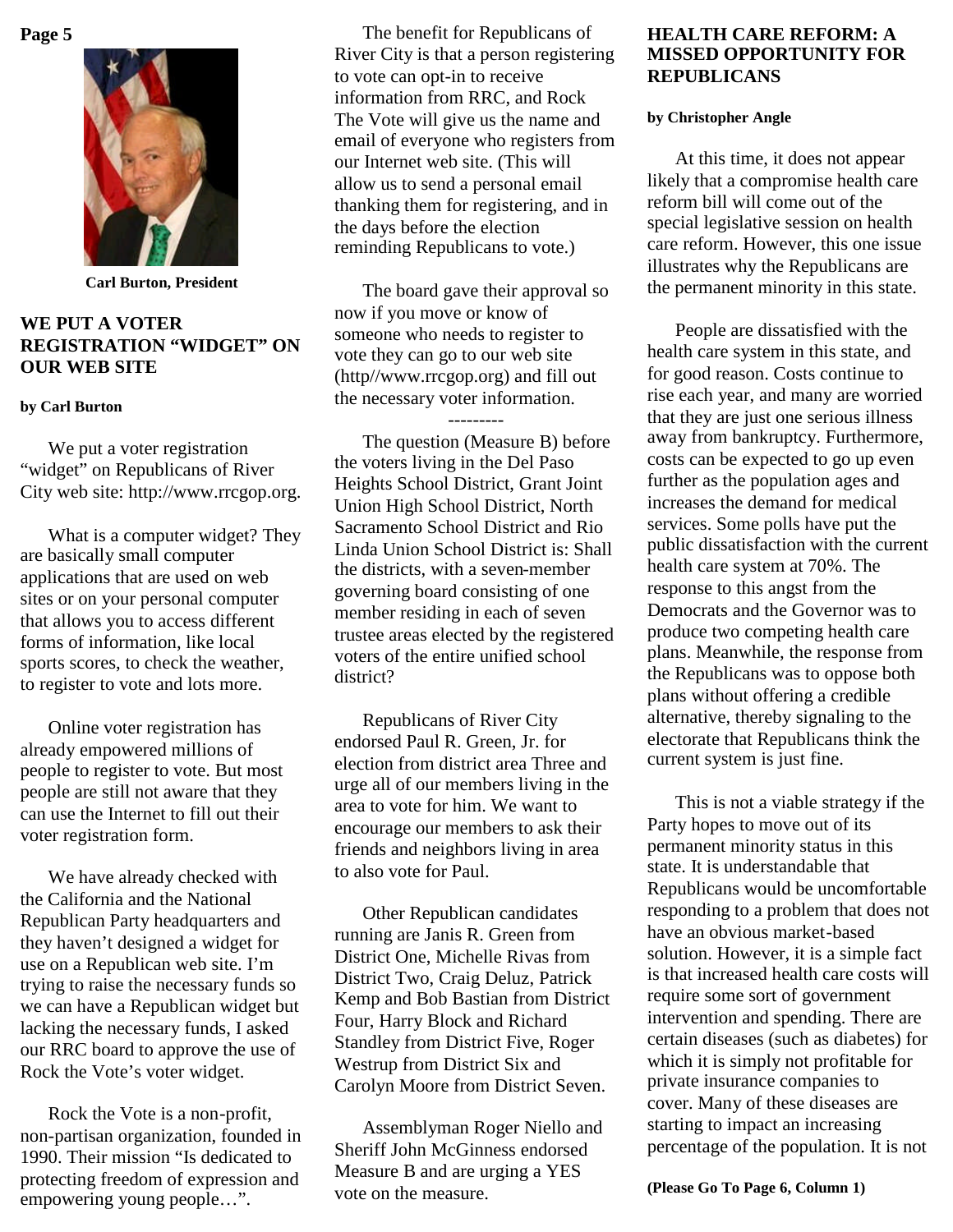Carl Burton, President

## WE PUT A VOTER REGISTRATION "WIDGET" ON OUR WEB SITE

**by Carl Burton**

We put a voter registration "widget" on Republicans of River City web site: http://www.rrcgop.org.

What is a computer widget? They are basically small computer applications that are used on web sites or on your personal computer that allows you to access different forms of information, like local sports scores, to check the weather, to register to vote and lots more.

Online voter registration has already empowered millions of people to register to vote. But most people are still not aware that they can use the Internet to fill out their voter registration form.

We have already checked with the California and the National Republican Party headquarters and they haven't designed a widget for use on a Republican web site. I'm trying to raise the necessary funds so we can have a Republican widget but lacking the necessary funds, I asked our RRC board to approve the use of Rock the Vote's voter widget.

Rock the Vote is a non-profit, non-partisan organization, founded in 1990. Their mission "Is dedicated to protecting freedom of expression and empowering young people…".

The benefit for Republicans of River City is that a person registering to vote can opt-in to receive information from RRC, and Rock The Vote will give us the name and email of everyone who registers from our Internet web site. (This will allow us to send a personal email thanking them for registering, and in the days before the election reminding Republicans to vote.)

The board gave their approval so now if you move or know of someone who needs to register to vote they can go to our web site (http//www.rrcgop.org) and fill out the necessary voter information.

---------

The question (Measure B) before the voters living in the Del Paso Heights School District, Grant Joint Union High School District, North Sacramento School District and Rio Linda Union School District is: Shall the districts, with a seven-member governing board consisting of one member residing in each of seven trustee areas elected by the registered voters of the entire unified school district?

Republicans of River City endorsed Paul R. Green, Jr. for election from district area Three and urge all of our members living in the area to vote for him. We want to encourage our members to ask their friends and neighbors living in area to also vote for Paul.

Other Republican candidates running are Janis R. Green from District One, Michelle Rivas from District Two, Craig Deluz, Patrick Kemp and Bob Bastian from District Four, Harry Block and Richard Standley from District Five, Roger Westrup from District Six and Carolyn Moore from District Seven.

Assemblyman Roger Niello and Sheriff John McGinness endorsed Measure B and are urging a YES vote on the measure.

## HEALTH CARE REFORM: A MISSED OPPORTUNITY FOR REPUBLICANS

**by Christopher Angle**

At this time, it does not appear likely that a compromise health care reform bill will come out of the special legislative session on health care reform. However, this one issue illustrates why the Republicans are the permanent minority in this state.

People are dissatisfied with the health care system in this state, and for good reason. Costs continue to rise each year, and many are worried that they are just one serious illness away from bankruptcy. Furthermore, costs can be expected to go up even further as the population ages and increases the demand for medical services. Some polls have put the public dissatisfaction with the current health care system at 70%. The response to this angst from the Democrats and the Governor was to produce two competing health care plans. Meanwhile, the response from the Republicans was to oppose both plans without offering a credible alternative, thereby signaling to the electorate that Republicans think the current system is just fine.

This is not a viable strategy if the Party hopes to move out of its permanent minority status in this state. It is understandable that Republicans would be uncomfortable responding to a problem that does not have an obvious market-based solution. However, it is a simple fact is that increased health care costs will require some sort of government intervention and spending. There are certain diseases (such as diabetes) for which it is simply not profitable for private insurance companies to cover. Many of these diseases are starting to impact an increasing percentage of the population. It is not

**(Please Go To Page 6, Column 1)**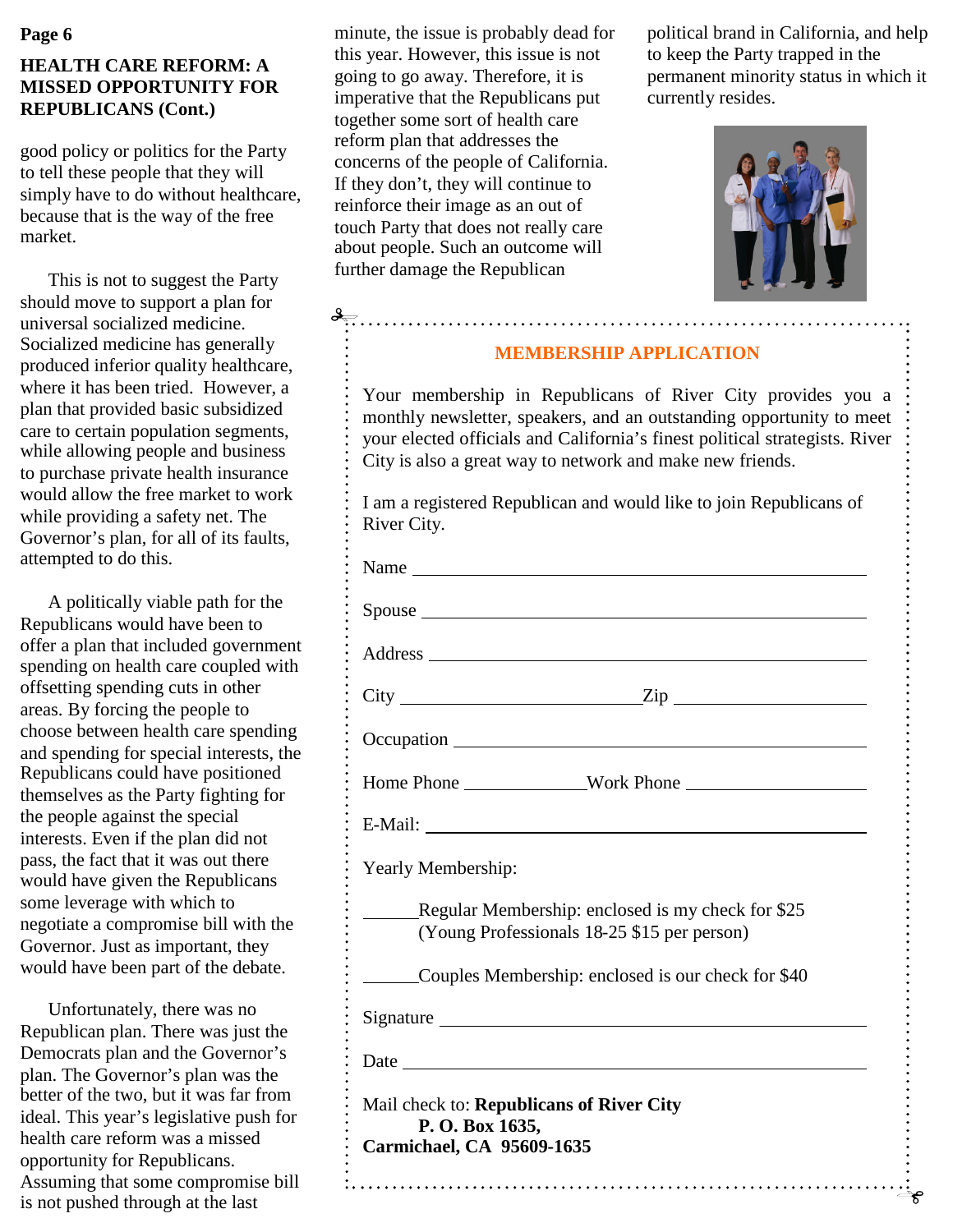## HEALTH CARE REFORM: A MISSED OPPORTUNITY FOR REPUBLICANS (Cont.)

good policy or politics for the Party to tell these people that they will simply have to do without healthcare, because that is the way of the free market.

This is not to suggest the Party should move to support a plan for universal socialized medicine. Socialized medicine has generally produced inferior quality healthcare, where it has been tried. However, a plan that provided basic subsidized care to certain population segments, while allowing people and business to purchase private health insurance would allow the free market to work while providing a safety net. The Governor's plan, for all of its faults, attempted to do this.

A politically viable path for the Republicans would have been to offer a plan that included government spending on health care coupled with offsetting spending cuts in other areas. By forcing the people to choose between health care spending and spending for special interests, the Republicans could have positioned themselves as the Party fighting for the people against the special interests. Even if the plan did not pass, the fact that it was out there would have given the Republicans some leverage with which to negotiate a compromise bill with the Governor. Just as important, they would have been part of the debate.

Unfortunately, there was no Republican plan. There was just the Democrats plan and the Governor's plan. The Governor's plan was the better of the two, but it was far from ideal. This year's legislative push for health care reform was a missed opportunity for Republicans. Assuming that some compromise bill is not pushed through at the last minute, the issue is probably dead for this year. However, this issue is not going to go away. Therefore, it is imperative that the Republicans put together some sort of health care reform plan that addresses the concerns of the people of California. If they don't, they will continue to reinforce their image as an out of touch Party that does not really care about people. Such an outcome will further damage the Republican political brand in California, and help to keep the Party trapped in the permanent minority status in which it currently resides.

---

### MEMBERSHIP APPLICATION

Your membership in Republicans of River City provides you a monthly newsletter, speakers, and an outstanding opportunity to meet your elected officials and California's finest political strategists. River City is also a great way to network and make new friends.

I am a registered Republican and would like to join Republicans of River City.

Name ______________________________

Spouse ______________________________

Address ______________________________

City ____________________ Zip ______________

Occupation ______________________________

Home Phone ____________ Work Phone ______________

E-Mail: ______________________________

Yearly Membership:

______Regular Membership: enclosed is my check for $25
(Young Professionals 18-25 $15 per person)

______Couples Membership: enclosed is our check for $40

Signature ______________________________

Date ______________________________

Mail check to: **Republicans of River City**
**P. O. Box 1635,**
**Carmichael, CA 95609-1635**